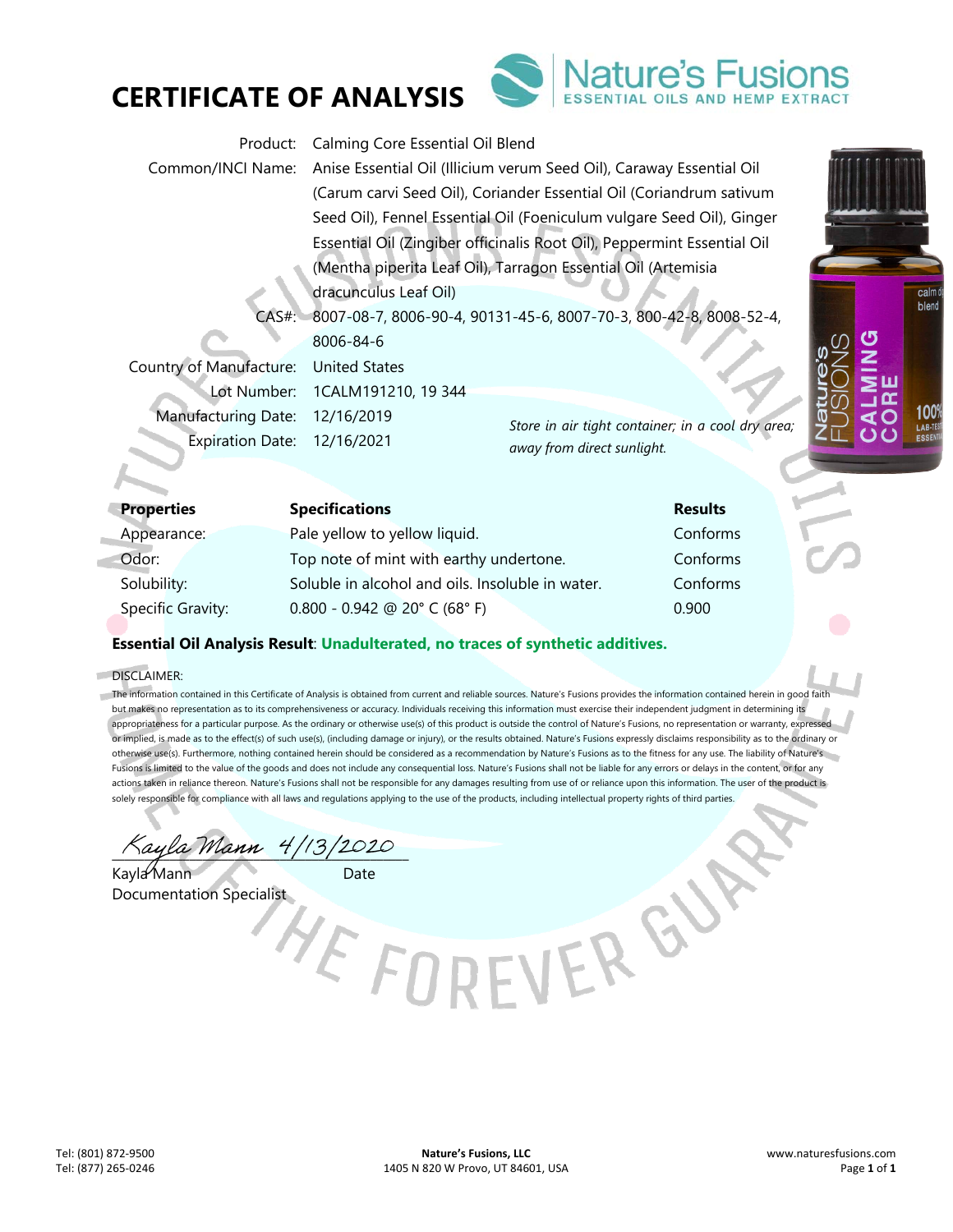# CERTIFICATE OF ANALYSIS

Nature's Fusions
ESSENTIAL OILS AND HEMP EXTRACT

Product: Calming Core Essential Oil Blend

Common/INCI Name: Anise Essential Oil (Illicium verum Seed Oil), Caraway Essential Oil (Carum carvi Seed Oil), Coriander Essential Oil (Coriandrum sativum Seed Oil), Fennel Essential Oil (Foeniculum vulgare Seed Oil), Ginger Essential Oil (Zingiber officinalis Root Oil), Peppermint Essential Oil (Mentha piperita Leaf Oil), Tarragon Essential Oil (Artemisia dracunculus Leaf Oil)

CAS#: 8007-08-7, 8006-90-4, 90131-45-6, 8007-70-3, 800-42-8, 8008-52-4, 8006-84-6

Country of Manufacture: United States

Lot Number: 1CALM191210, 19 344

Manufacturing Date: 12/16/2019

Expiration Date: 12/16/2021

*Store in air tight container; in a cool dry area; away from direct sunlight.*

| Properties | Specifications | Results |
| --- | --- | --- |
| Appearance: | Pale yellow to yellow liquid. | Conforms |
| Odor: | Top note of mint with earthy undertone. | Conforms |
| Solubility: | Soluble in alcohol and oils. Insoluble in water. | Conforms |
| Specific Gravity: | 0.800 - 0.942 @ 20° C (68° F) | 0.900 |

**Essential Oil Analysis Result**: **Unadulterated, no traces of synthetic additives.**

DISCLAIMER:

The information contained in this Certificate of Analysis is obtained from current and reliable sources. Nature's Fusions provides the information contained herein in good faith but makes no representation as to its comprehensiveness or accuracy. Individuals receiving this information must exercise their independent judgment in determining its appropriateness for a particular purpose. As the ordinary or otherwise use(s) of this product is outside the control of Nature's Fusions, no representation or warranty, expressed or implied, is made as to the effect(s) of such use(s), (including damage or injury), or the results obtained. Nature's Fusions expressly disclaims responsibility as to the ordinary or otherwise use(s). Furthermore, nothing contained herein should be considered as a recommendation by Nature's Fusions as to the fitness for any use. The liability of Nature's Fusions is limited to the value of the goods and does not include any consequential loss. Nature's Fusions shall not be liable for any errors or delays in the content, or for any actions taken in reliance thereon. Nature's Fusions shall not be responsible for any damages resulting from use of or reliance upon this information. The user of the product is solely responsible for compliance with all laws and regulations applying to the use of the products, including intellectual property rights of third parties.

*Kayla Mann* 4/13/2020

Kayla Mann — Date

Documentation Specialist

Tel: (801) 872-9500
Tel: (877) 265-0246

**Nature's Fusions, LLC**
1405 N 820 W Provo, UT 84601, USA

www.naturesfusions.com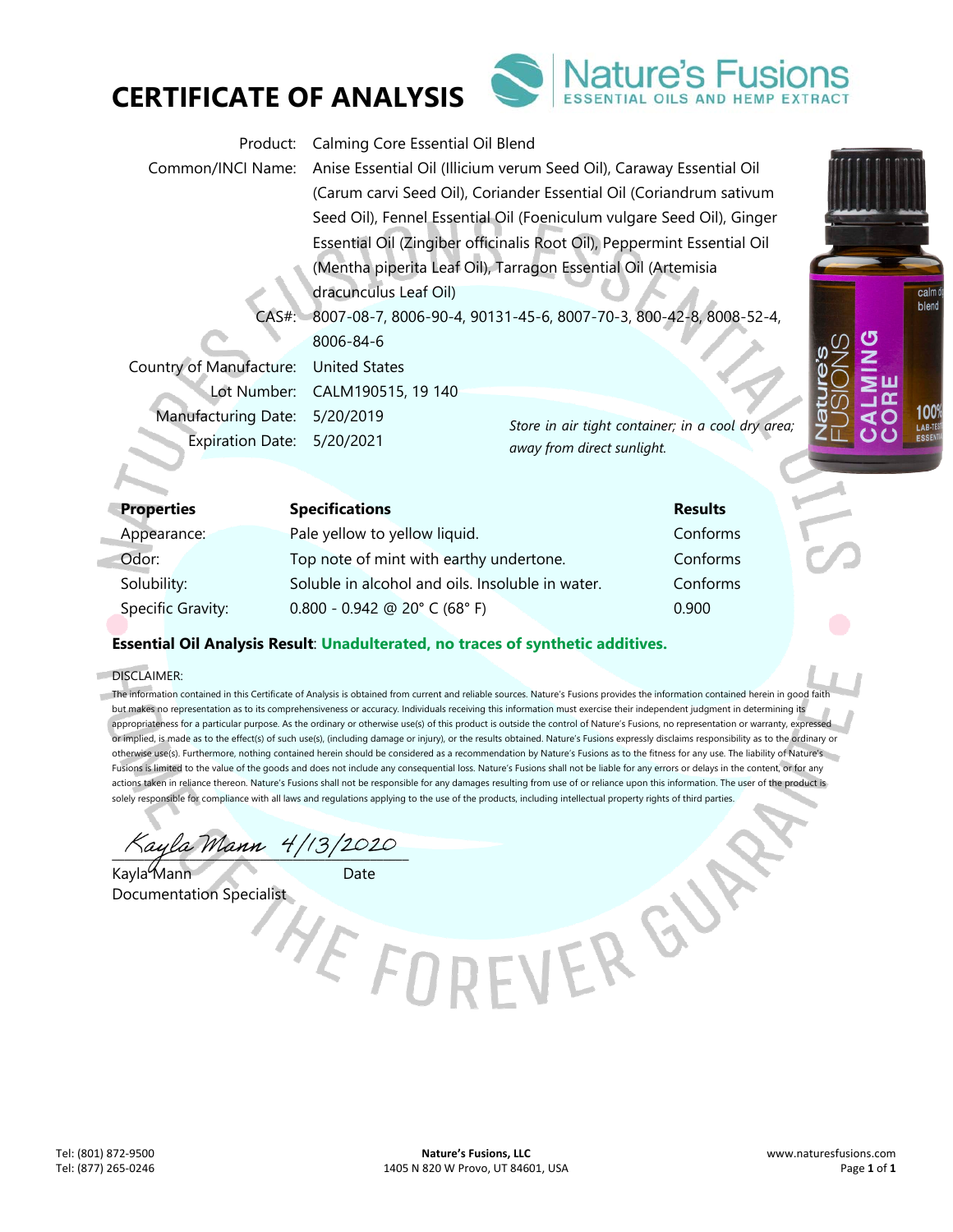# CERTIFICATE OF ANALYSIS

Nature's Fusions
ESSENTIAL OILS AND HEMP EXTRACT

| | |
|---|---|
| Product: | Calming Core Essential Oil Blend |
| Common/INCI Name: | Anise Essential Oil (Illicium verum Seed Oil), Caraway Essential Oil (Carum carvi Seed Oil), Coriander Essential Oil (Coriandrum sativum Seed Oil), Fennel Essential Oil (Foeniculum vulgare Seed Oil), Ginger Essential Oil (Zingiber officinalis Root Oil), Peppermint Essential Oil (Mentha piperita Leaf Oil), Tarragon Essential Oil (Artemisia dracunculus Leaf Oil) |
| CAS#: | 8007-08-7, 8006-90-4, 90131-45-6, 8007-70-3, 800-42-8, 8008-52-4, 8006-84-6 |
| Country of Manufacture: | United States |
| Lot Number: | CALM190515, 19 140 |
| Manufacturing Date: | 5/20/2019 |
| Expiration Date: | 5/20/2021 |

*Store in air tight container; in a cool dry area; away from direct sunlight.*

| Properties | Specifications | Results |
|---|---|---|
| Appearance: | Pale yellow to yellow liquid. | Conforms |
| Odor: | Top note of mint with earthy undertone. | Conforms |
| Solubility: | Soluble in alcohol and oils. Insoluble in water. | Conforms |
| Specific Gravity: | 0.800 - 0.942 @ 20° C (68° F) | 0.900 |

**Essential Oil Analysis Result**: **Unadulterated, no traces of synthetic additives.**

DISCLAIMER:

The information contained in this Certificate of Analysis is obtained from current and reliable sources. Nature's Fusions provides the information contained herein in good faith but makes no representation as to its comprehensiveness or accuracy. Individuals receiving this information must exercise their independent judgment in determining its appropriateness for a particular purpose. As the ordinary or otherwise use(s) of this product is outside the control of Nature's Fusions, no representation or warranty, expressed or implied, is made as to the effect(s) of such use(s), (including damage or injury), or the results obtained. Nature's Fusions expressly disclaims responsibility as to the ordinary or otherwise use(s). Furthermore, nothing contained herein should be considered as a recommendation by Nature's Fusions as to the fitness for any use. The liability of Nature's Fusions is limited to the value of the goods and does not include any consequential loss. Nature's Fusions shall not be liable for any errors or delays in the content, or for any actions taken in reliance thereon. Nature's Fusions shall not be responsible for any damages resulting from use of or reliance upon this information. The user of the product is solely responsible for compliance with all laws and regulations applying to the use of the products, including intellectual property rights of third parties.

Kayla Mann 4/13/2020

Kayla Mann — Date

Documentation Specialist

Tel: (801) 872-9500
Tel: (877) 265-0246

**Nature's Fusions, LLC**
1405 N 820 W Provo, UT 84601, USA

www.naturesfusions.com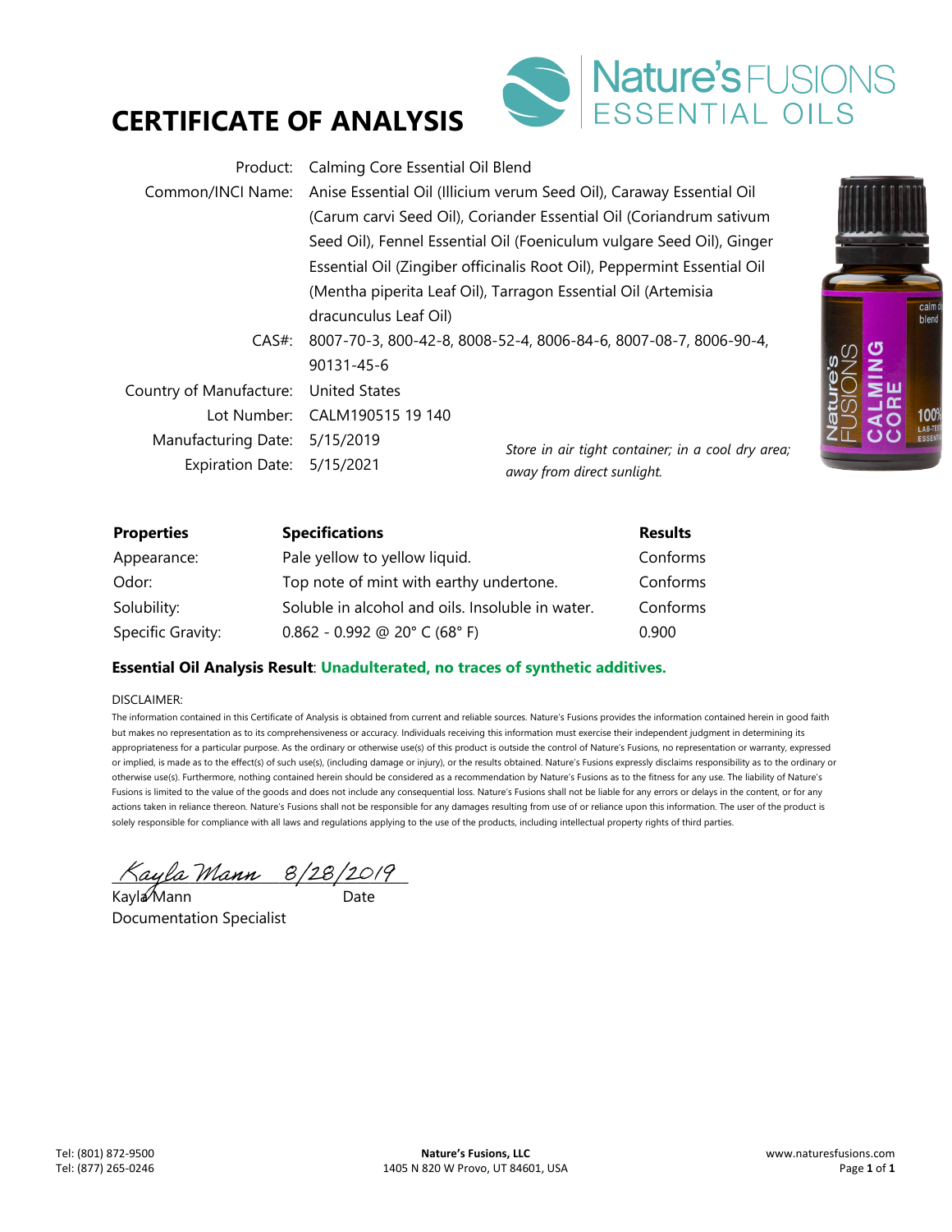# CERTIFICATE OF ANALYSIS

Nature's FUSIONS ESSENTIAL OILS

| | |
|---|---|
| Product: | Calming Core Essential Oil Blend |
| Common/INCI Name: | Anise Essential Oil (Illicium verum Seed Oil), Caraway Essential Oil (Carum carvi Seed Oil), Coriander Essential Oil (Coriandrum sativum Seed Oil), Fennel Essential Oil (Foeniculum vulgare Seed Oil), Ginger Essential Oil (Zingiber officinalis Root Oil), Peppermint Essential Oil (Mentha piperita Leaf Oil), Tarragon Essential Oil (Artemisia dracunculus Leaf Oil) |
| CAS#: | 8007-70-3, 800-42-8, 8008-52-4, 8006-84-6, 8007-08-7, 8006-90-4, 90131-45-6 |
| Country of Manufacture: | United States |
| Lot Number: | CALM190515 19 140 |
| Manufacturing Date: | 5/15/2019 |
| Expiration Date: | 5/15/2021 |

*Store in air tight container; in a cool dry area; away from direct sunlight.*

| Properties | Specifications | Results |
|---|---|---|
| Appearance: | Pale yellow to yellow liquid. | Conforms |
| Odor: | Top note of mint with earthy undertone. | Conforms |
| Solubility: | Soluble in alcohol and oils. Insoluble in water. | Conforms |
| Specific Gravity: | 0.862 - 0.992 @ 20° C (68° F) | 0.900 |

**Essential Oil Analysis Result**: **Unadulterated, no traces of synthetic additives.**

DISCLAIMER:

The information contained in this Certificate of Analysis is obtained from current and reliable sources. Nature's Fusions provides the information contained herein in good faith but makes no representation as to its comprehensiveness or accuracy. Individuals receiving this information must exercise their independent judgment in determining its appropriateness for a particular purpose. As the ordinary or otherwise use(s) of this product is outside the control of Nature's Fusions, no representation or warranty, expressed or implied, is made as to the effect(s) of such use(s), (including damage or injury), or the results obtained. Nature's Fusions expressly disclaims responsibility as to the ordinary or otherwise use(s). Furthermore, nothing contained herein should be considered as a recommendation by Nature's Fusions as to the fitness for any use. The liability of Nature's Fusions is limited to the value of the goods and does not include any consequential loss. Nature's Fusions shall not be liable for any errors or delays in the content, or for any actions taken in reliance thereon. Nature's Fusions shall not be responsible for any damages resulting from use of or reliance upon this information. The user of the product is solely responsible for compliance with all laws and regulations applying to the use of the products, including intellectual property rights of third parties.

Kayla Mann 8/28/2019

Kayla Mann Date

Documentation Specialist

Tel: (801) 872-9500
Tel: (877) 265-0246

**Nature's Fusions, LLC**
1405 N 820 W Provo, UT 84601, USA

www.naturesfusions.com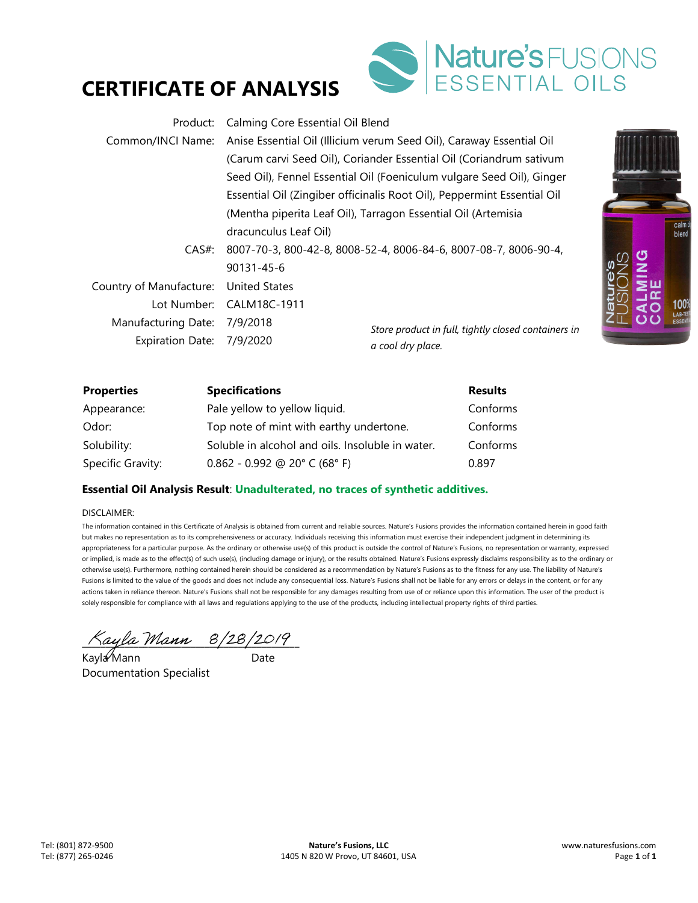# CERTIFICATE OF ANALYSIS

Nature's FUSIONS ESSENTIAL OILS

| | |
|---|---|
| Product: | Calming Core Essential Oil Blend |
| Common/INCI Name: | Anise Essential Oil (Illicium verum Seed Oil), Caraway Essential Oil (Carum carvi Seed Oil), Coriander Essential Oil (Coriandrum sativum Seed Oil), Fennel Essential Oil (Foeniculum vulgare Seed Oil), Ginger Essential Oil (Zingiber officinalis Root Oil), Peppermint Essential Oil (Mentha piperita Leaf Oil), Tarragon Essential Oil (Artemisia dracunculus Leaf Oil) |
| CAS#: | 8007-70-3, 800-42-8, 8008-52-4, 8006-84-6, 8007-08-7, 8006-90-4, 90131-45-6 |
| Country of Manufacture: | United States |
| Lot Number: | CALM18C-1911 |
| Manufacturing Date: | 7/9/2018 |
| Expiration Date: | 7/9/2020 |

*Store product in full, tightly closed containers in a cool dry place.*

| Properties | Specifications | Results |
|---|---|---|
| Appearance: | Pale yellow to yellow liquid. | Conforms |
| Odor: | Top note of mint with earthy undertone. | Conforms |
| Solubility: | Soluble in alcohol and oils. Insoluble in water. | Conforms |
| Specific Gravity: | 0.862 - 0.992 @ 20° C (68° F) | 0.897 |

**Essential Oil Analysis Result**: **Unadulterated, no traces of synthetic additives.**

DISCLAIMER:

The information contained in this Certificate of Analysis is obtained from current and reliable sources. Nature's Fusions provides the information contained herein in good faith but makes no representation as to its comprehensiveness or accuracy. Individuals receiving this information must exercise their independent judgment in determining its appropriateness for a particular purpose. As the ordinary or otherwise use(s) of this product is outside the control of Nature's Fusions, no representation or warranty, expressed or implied, is made as to the effect(s) of such use(s), (including damage or injury), or the results obtained. Nature's Fusions expressly disclaims responsibility as to the ordinary or otherwise use(s). Furthermore, nothing contained herein should be considered as a recommendation by Nature's Fusions as to the fitness for any use. The liability of Nature's Fusions is limited to the value of the goods and does not include any consequential loss. Nature's Fusions shall not be liable for any errors or delays in the content, or for any actions taken in reliance thereon. Nature's Fusions shall not be responsible for any damages resulting from use of or reliance upon this information. The user of the product is solely responsible for compliance with all laws and regulations applying to the use of the products, including intellectual property rights of third parties.

Kayla Mann 8/28/2019

Kayla Mann — Date

Documentation Specialist

Tel: (801) 872-9500
Tel: (877) 265-0246

**Nature's Fusions, LLC**
1405 N 820 W Provo, UT 84601, USA

www.naturesfusions.com